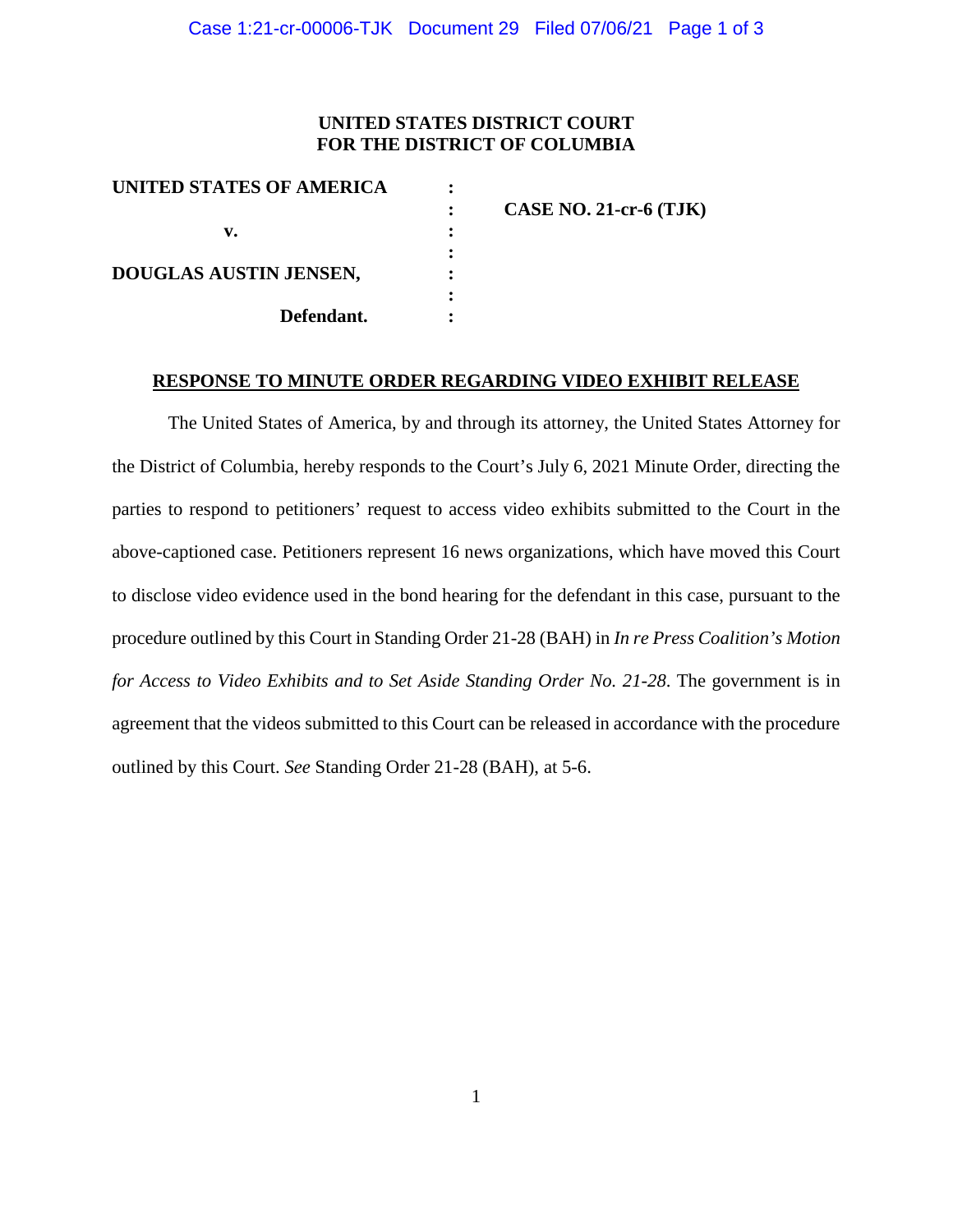**UNITED STATES DISTRICT COURT**
**FOR THE DISTRICT OF COLUMBIA**

| | | |
|---|---|---|
| **UNITED STATES OF AMERICA** | : | |
| | : | **CASE NO. 21-cr-6 (TJK)** |
| **v.** | : | |
| | : | |
| **DOUGLAS AUSTIN JENSEN,** | : | |
| | : | |
| **Defendant.** | : | |

## RESPONSE TO MINUTE ORDER REGARDING VIDEO EXHIBIT RELEASE

The United States of America, by and through its attorney, the United States Attorney for the District of Columbia, hereby responds to the Court's July 6, 2021 Minute Order, directing the parties to respond to petitioners' request to access video exhibits submitted to the Court in the above-captioned case. Petitioners represent 16 news organizations, which have moved this Court to disclose video evidence used in the bond hearing for the defendant in this case, pursuant to the procedure outlined by this Court in Standing Order 21-28 (BAH) in *In re Press Coalition's Motion for Access to Video Exhibits and to Set Aside Standing Order No. 21-28*. The government is in agreement that the videos submitted to this Court can be released in accordance with the procedure outlined by this Court. *See* Standing Order 21-28 (BAH), at 5-6.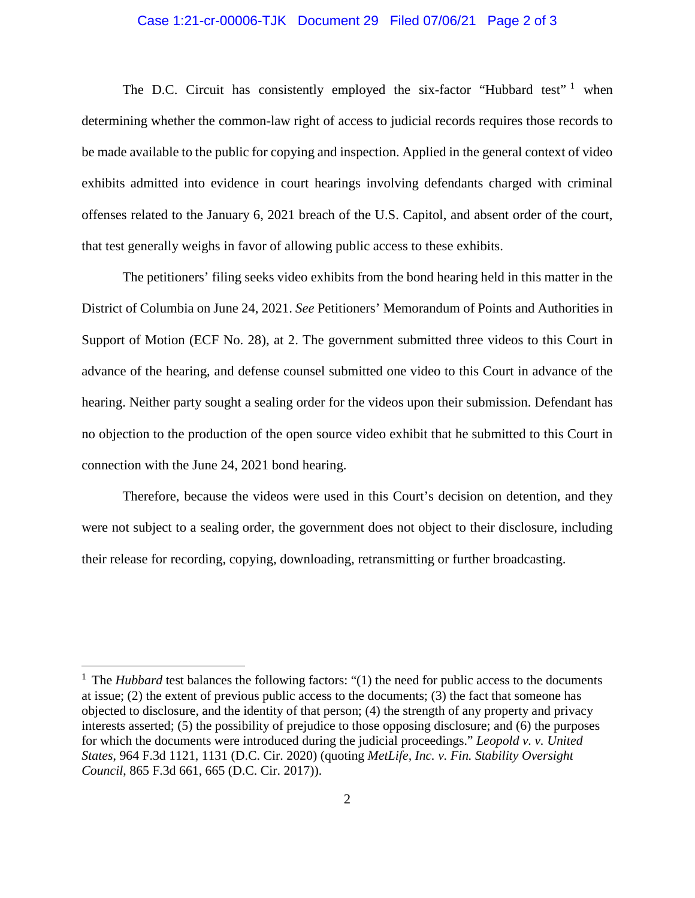The D.C. Circuit has consistently employed the six-factor "Hubbard test" [1] when determining whether the common-law right of access to judicial records requires those records to be made available to the public for copying and inspection. Applied in the general context of video exhibits admitted into evidence in court hearings involving defendants charged with criminal offenses related to the January 6, 2021 breach of the U.S. Capitol, and absent order of the court, that test generally weighs in favor of allowing public access to these exhibits.

The petitioners' filing seeks video exhibits from the bond hearing held in this matter in the District of Columbia on June 24, 2021. *See* Petitioners' Memorandum of Points and Authorities in Support of Motion (ECF No. 28), at 2. The government submitted three videos to this Court in advance of the hearing, and defense counsel submitted one video to this Court in advance of the hearing. Neither party sought a sealing order for the videos upon their submission. Defendant has no objection to the production of the open source video exhibit that he submitted to this Court in connection with the June 24, 2021 bond hearing.

Therefore, because the videos were used in this Court's decision on detention, and they were not subject to a sealing order, the government does not object to their disclosure, including their release for recording, copying, downloading, retransmitting or further broadcasting.

---

[1] The *Hubbard* test balances the following factors: "(1) the need for public access to the documents at issue; (2) the extent of previous public access to the documents; (3) the fact that someone has objected to disclosure, and the identity of that person; (4) the strength of any property and privacy interests asserted; (5) the possibility of prejudice to those opposing disclosure; and (6) the purposes for which the documents were introduced during the judicial proceedings." *Leopold v. v. United States*, 964 F.3d 1121, 1131 (D.C. Cir. 2020) (quoting *MetLife, Inc. v. Fin. Stability Oversight Council*, 865 F.3d 661, 665 (D.C. Cir. 2017)).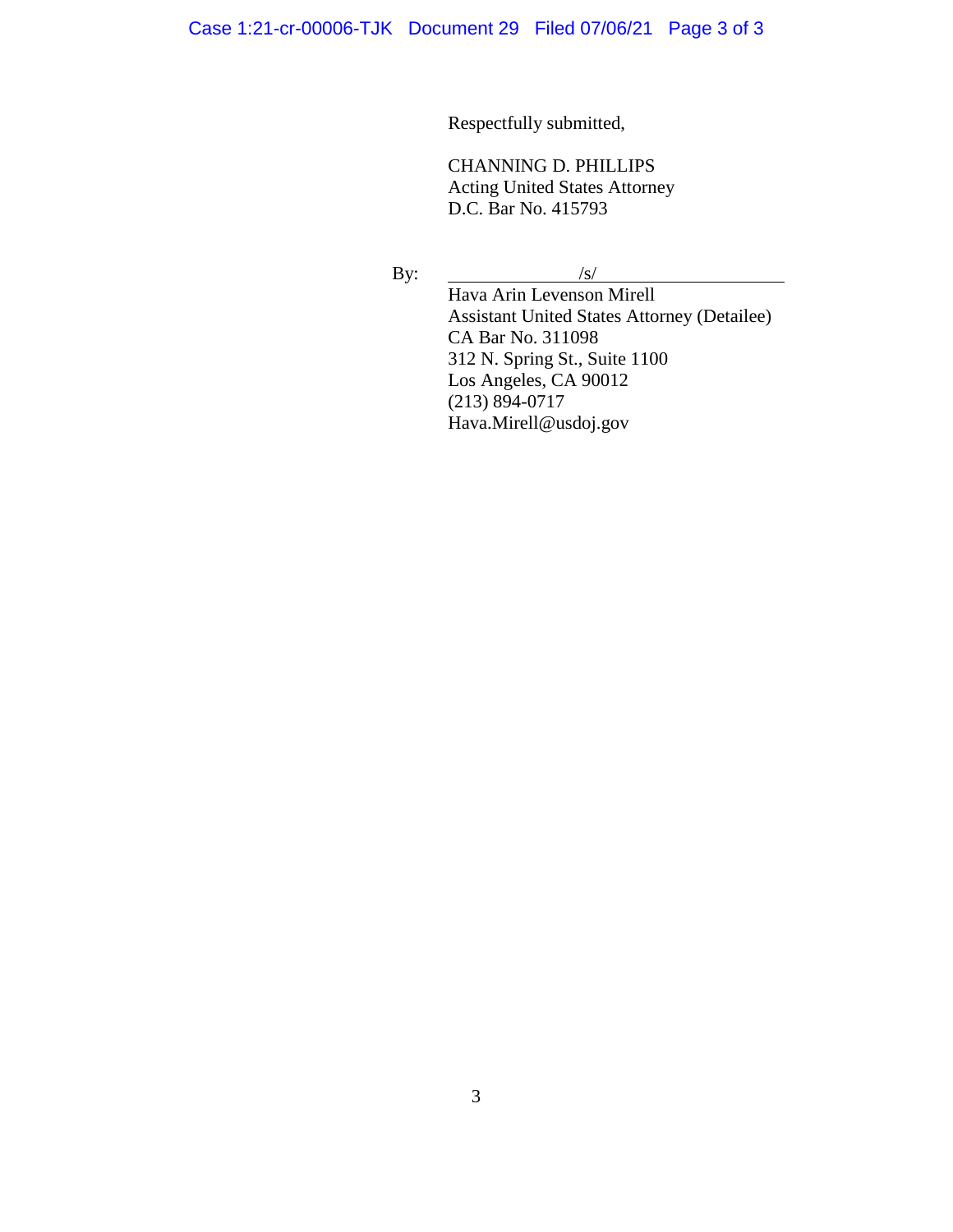Respectfully submitted,

CHANNING D. PHILLIPS
Acting United States Attorney
D.C. Bar No. 415793

By: /s/

Hava Arin Levenson Mirell
Assistant United States Attorney (Detailee)
CA Bar No. 311098
312 N. Spring St., Suite 1100
Los Angeles, CA 90012
(213) 894-0717
Hava.Mirell@usdoj.gov